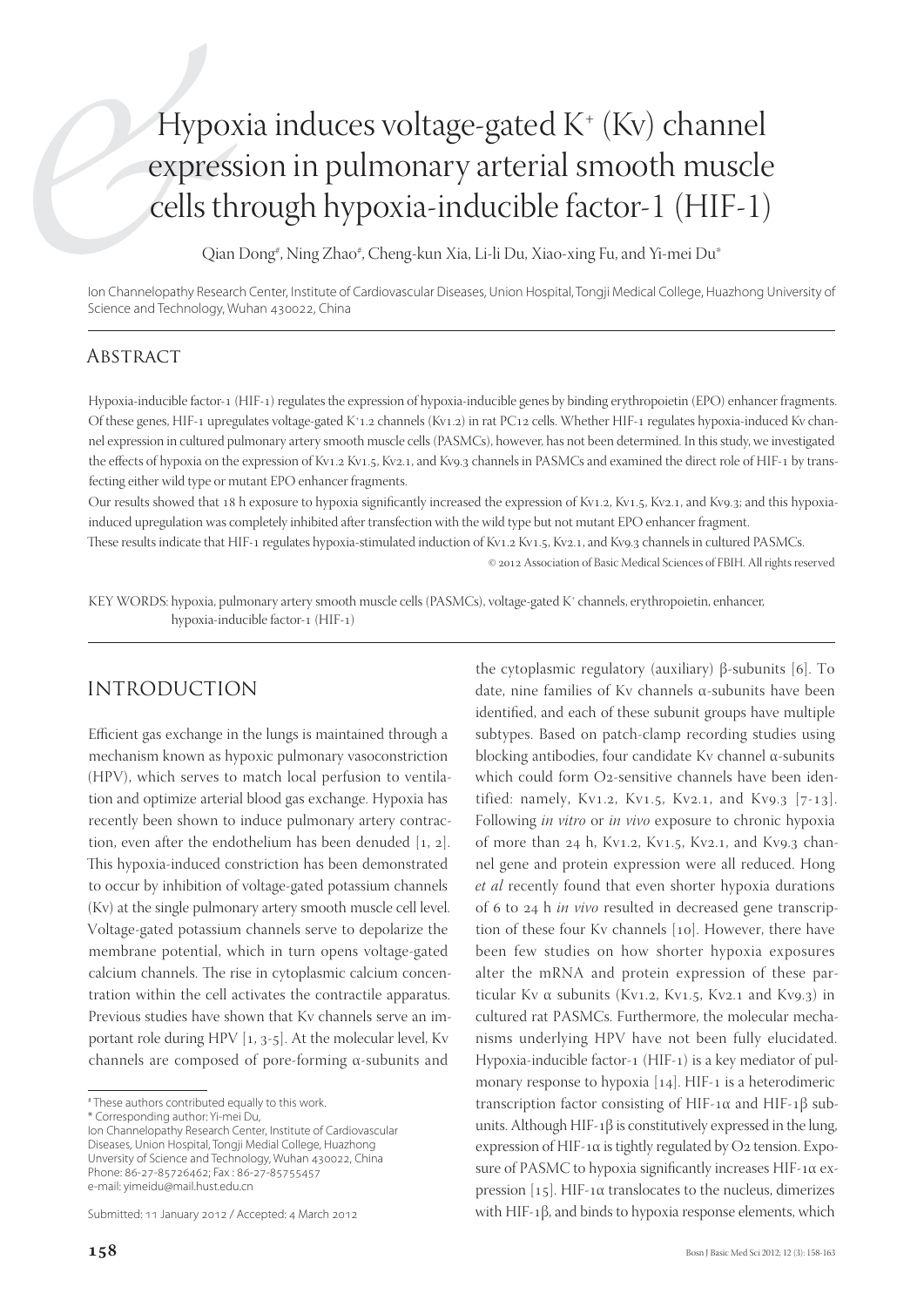# Hypoxia induces voltage-gated $K^+$ (Kv) channel expression in pulmonary arterial smooth muscle cells through hypoxia-inducible factor-1 (HIF-1)

Qian Dong[#], Ning Zhao[#], Cheng-kun Xia, Li-li Du, Xiao-xing Fu, and Yi-mei Du[*]

Ion Channelopathy Research Center, Institute of Cardiovascular Diseases, Union Hospital, Tongji Medical College, Huazhong University of Science and Technology, Wuhan 430022, China

## Abstract

Hypoxia-inducible factor-1 (HIF-1) regulates the expression of hypoxia-inducible genes by binding erythropoietin (EPO) enhancer fragments. Of these genes, HIF-1 upregulates voltage-gated $K^+$1.2 channels (Kv1.2) in rat PC12 cells. Whether HIF-1 regulates hypoxia-induced Kv channel expression in cultured pulmonary artery smooth muscle cells (PASMCs), however, has not been determined. In this study, we investigated the effects of hypoxia on the expression of Kv1.2 Kv1.5, Kv2.1, and Kv9.3 channels in PASMCs and examined the direct role of HIF-1 by transfecting either wild type or mutant EPO enhancer fragments.

Our results showed that 18 h exposure to hypoxia significantly increased the expression of Kv1.2, Kv1.5, Kv2.1, and Kv9.3; and this hypoxia-induced upregulation was completely inhibited after transfection with the wild type but not mutant EPO enhancer fragment.

These results indicate that HIF-1 regulates hypoxia-stimulated induction of Kv1.2 Kv1.5, Kv2.1, and Kv9.3 channels in cultured PASMCs.

© 2012 Association of Basic Medical Sciences of FBIH. All rights reserved

KEY WORDS: hypoxia, pulmonary artery smooth muscle cells (PASMCs), voltage-gated $K^+$ channels, erythropoietin, enhancer, hypoxia-inducible factor-1 (HIF-1)

## Introduction

Efficient gas exchange in the lungs is maintained through a mechanism known as hypoxic pulmonary vasoconstriction (HPV), which serves to match local perfusion to ventilation and optimize arterial blood gas exchange. Hypoxia has recently been shown to induce pulmonary artery contraction, even after the endothelium has been denuded [1, 2]. This hypoxia-induced constriction has been demonstrated to occur by inhibition of voltage-gated potassium channels (Kv) at the single pulmonary artery smooth muscle cell level. Voltage-gated potassium channels serve to depolarize the membrane potential, which in turn opens voltage-gated calcium channels. The rise in cytoplasmic calcium concentration within the cell activates the contractile apparatus. Previous studies have shown that Kv channels serve an important role during HPV [1, 3-5]. At the molecular level, Kv channels are composed of pore-forming α-subunits and the cytoplasmic regulatory (auxiliary) β-subunits [6]. To date, nine families of Kv channels α-subunits have been identified, and each of these subunit groups have multiple subtypes. Based on patch-clamp recording studies using blocking antibodies, four candidate Kv channel α-subunits which could form $O_2$-sensitive channels have been identified: namely, Kv1.2, Kv1.5, Kv2.1, and Kv9.3 [7-13]. Following *in vitro* or *in vivo* exposure to chronic hypoxia of more than 24 h, Kv1.2, Kv1.5, Kv2.1, and Kv9.3 channel gene and protein expression were all reduced. Hong *et al* recently found that even shorter hypoxia durations of 6 to 24 h *in vivo* resulted in decreased gene transcription of these four Kv channels [10]. However, there have been few studies on how shorter hypoxia exposures alter the mRNA and protein expression of these particular Kv α subunits (Kv1.2, Kv1.5, Kv2.1 and Kv9.3) in cultured rat PASMCs. Furthermore, the molecular mechanisms underlying HPV have not been fully elucidated. Hypoxia-inducible factor-1 (HIF-1) is a key mediator of pulmonary response to hypoxia [14]. HIF-1 is a heterodimeric transcription factor consisting of HIF-1α and HIF-1β subunits. Although HIF-1β is constitutively expressed in the lung, expression of HIF-1α is tightly regulated by $O_2$ tension. Exposure of PASMC to hypoxia significantly increases HIF-1α expression [15]. HIF-1α translocates to the nucleus, dimerizes with HIF-1β, and binds to hypoxia response elements, which

[#] These authors contributed equally to this work.

[*] Corresponding author: Yi-mei Du,
Ion Channelopathy Research Center, Institute of Cardiovascular Diseases, Union Hospital, Tongji Medial College, Huazhong Unversity of Science and Technology, Wuhan 430022, China
Phone: 86-27-85726462; Fax : 86-27-85755457
e-mail: yimeidu@mail.hust.edu.cn

Submitted: 11 January 2012 / Accepted: 4 March 2012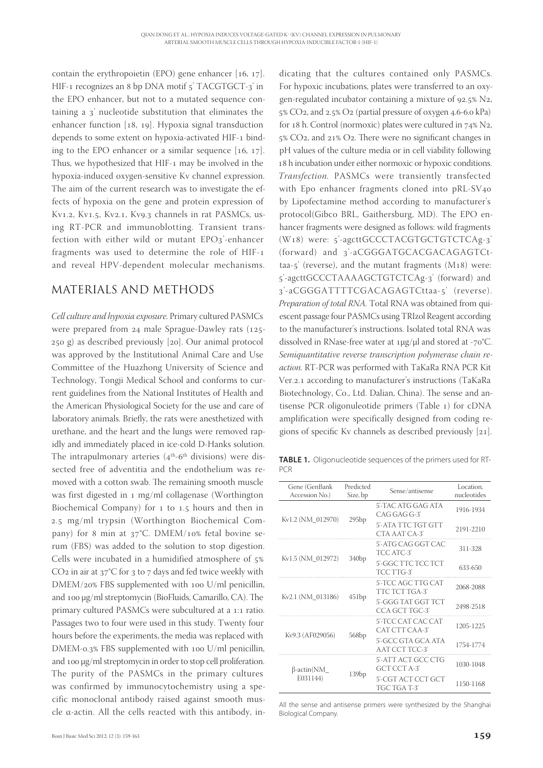contain the erythropoietin (EPO) gene enhancer [16, 17]. HIF-1 recognizes an 8 bp DNA motif 5' TACGTGCT-3' in the EPO enhancer, but not to a mutated sequence containing a 3' nucleotide substitution that eliminates the enhancer function [18, 19]. Hypoxia signal transduction depends to some extent on hypoxia-activated HIF-1 binding to the EPO enhancer or a similar sequence [16, 17]. Thus, we hypothesized that HIF-1 may be involved in the hypoxia-induced oxygen-sensitive Kv channel expression. The aim of the current research was to investigate the effects of hypoxia on the gene and protein expression of Kv1.2, Kv1.5, Kv2.1, Kv9.3 channels in rat PASMCs, using RT-PCR and immunoblotting. Transient transfection with either wild or mutant EPO3'-enhancer fragments was used to determine the role of HIF-1 and reveal HPV-dependent molecular mechanisms.

## MATERIALS AND METHODS

*Cell culture and hypoxia exposure.* Primary cultured PASMCs were prepared from 24 male Sprague-Dawley rats (125-250 g) as described previously [20]. Our animal protocol was approved by the Institutional Animal Care and Use Committee of the Huazhong University of Science and Technology, Tongji Medical School and conforms to current guidelines from the National Institutes of Health and the American Physiological Society for the use and care of laboratory animals. Briefly, the rats were anesthetized with urethane, and the heart and the lungs were removed rapidly and immediately placed in ice-cold D-Hanks solution. The intrapulmonary arteries (4th-6th divisions) were dissected free of adventitia and the endothelium was removed with a cotton swab. The remaining smooth muscle was first digested in 1 mg/ml collagenase (Worthington Biochemical Company) for 1 to 1.5 hours and then in 2.5 mg/ml trypsin (Worthington Biochemical Company) for 8 min at 37°C. DMEM/10% fetal bovine serum (FBS) was added to the solution to stop digestion. Cells were incubated in a humidified atmosphere of 5% $CO_2$ in air at 37°C for 3 to 7 days and fed twice weekly with DMEM/20% FBS supplemented with 100 U/ml penicillin, and 100 μg/ml streptomycin (BioFluids, Camarillo, CA). The primary cultured PASMCs were subcultured at a 1:1 ratio. Passages two to four were used in this study. Twenty four hours before the experiments, the media was replaced with DMEM-0.3% FBS supplemented with 100 U/ml penicillin, and 100 μg/ml streptomycin in order to stop cell proliferation. The purity of the PASMCs in the primary cultures was confirmed by immunocytochemistry using a specific monoclonal antibody raised against smooth muscle α-actin. All the cells reacted with this antibody, indicating that the cultures contained only PASMCs. For hypoxic incubations, plates were transferred to an oxygen-regulated incubator containing a mixture of 92.5% $N_2$, 5% $CO_2$, and 2.5% $O_2$ (partial pressure of oxygen 4.6-6.0 kPa) for 18 h. Control (normoxic) plates were cultured in 74% $N_2$, 5% $CO_2$, and 21% $O_2$. There were no significant changes in pH values of the culture media or in cell viability following 18 h incubation under either normoxic or hypoxic conditions.

*Transfection.* PASMCs were transiently transfected with Epo enhancer fragments cloned into pRL-SV40 by Lipofectamine method according to manufacturer's protocol(Gibco BRL, Gaithersburg, MD). The EPO enhancer fragments were designed as follows: wild fragments (W18) were: 5'-agcttGCCCTACGTGCTGTCTCAg-3' (forward) and 3'-aCGGGATGCACGACAGAGTCttaa-5' (reverse), and the mutant fragments (M18) were: 5'-agcttGCCCTAAAAGCTGTCTCAg-3' (forward) and 3'-aCGGGATTTTCGACAGAGTCttaa-5' (reverse).

*Preparation of total RNA.* Total RNA was obtained from quiescent passage four PASMCs using TRIzol Reagent according to the manufacturer's instructions. Isolated total RNA was dissolved in RNase-free water at 1μg/μl and stored at -70°C.

*Semiquantitative reverse transcription polymerase chain reaction.* RT-PCR was performed with TaKaRa RNA PCR Kit Ver.2.1 according to manufacturer's instructions (TaKaRa Biotechnology, Co., Ltd. Dalian, China). The sense and antisense PCR oligonuleotide primers (Table 1) for cDNA amplification were specifically designed from coding regions of specific Kv channels as described previously [21].

**TABLE 1.** Oligonucleotide sequences of the primers used for RT-PCR

| Gene (GenBank Accession No.) | Predicted Size, bp | Sense/antisense | Location, nucleotides |
|---|---|---|---|
| Kv1.2 (NM_012970) | 295bp | 5'-TAC ATG GAG ATA CAG GAG G-3' | 1916-1934 |
| | | 5'-ATA TTC TGT GTT CTA AAT CA-3' | 2191-2210 |
| Kv1.5 (NM_012972) | 340bp | 5'-ATG CAG GGT CAC TCC ATC-3' | 311-328 |
| | | 5'-GGC TTC TCC TCT TCC TTG-3' | 633-650 |
| Kv2.1 (NM_013186) | 451bp | 5'-TCC AGC TTG CAT TTC TCT TGA-3' | 2068-2088 |
| | | 5'-GGG TAT GGT TCT CCA GCT TGC-3' | 2498-2518 |
| Kv9.3 (AF029056) | 568bp | 5'-TCC CAT CAC CAT CAT CTT CAA-3' | 1205-1225 |
| | | 5'-GCC GTA GCA ATA AAT CCT TCC-3' | 1754-1774 |
| β-actin(NM_E031144) | 139bp | 5'-ATT ACT GCC CTG GCT CCT A-3' | 1030-1048 |
| | | 5'-CGT ACT CCT GCT TGC TGA T-3' | 1150-1168 |

All the sense and antisense primers were synthesized by the Shanghai Biological Company.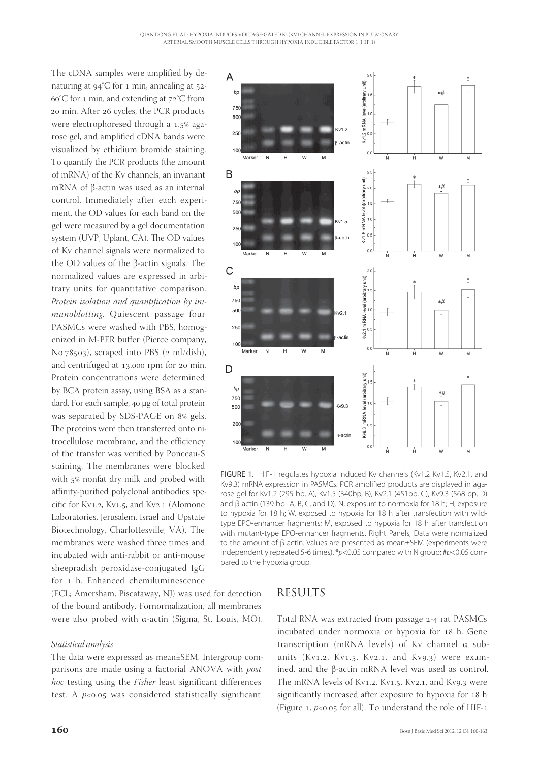The cDNA samples were amplified by denaturing at 94°C for 1 min, annealing at 52-60°C for 1 min, and extending at 72°C from 20 min. After 26 cycles, the PCR products were electrophoresed through a 1.5% agarose gel, and amplified cDNA bands were visualized by ethidium bromide staining. To quantify the PCR products (the amount of mRNA) of the Kv channels, an invariant mRNA of β-actin was used as an internal control. Immediately after each experiment, the OD values for each band on the gel were measured by a gel documentation system (UVP, Uplant, CA). The OD values of Kv channel signals were normalized to the OD values of the β-actin signals. The normalized values are expressed in arbitrary units for quantitative comparison. *Protein isolation and quantification by immunoblotting.* Quiescent passage four PASMCs were washed with PBS, homogenized in M-PER buffer (Pierce company, No.78503), scraped into PBS (2 ml/dish), and centrifuged at 13,000 rpm for 20 min. Protein concentrations were determined by BCA protein assay, using BSA as a standard. For each sample, 40 µg of total protein was separated by SDS-PAGE on 8% gels. The proteins were then transferred onto nitrocellulose membrane, and the efficiency of the transfer was verified by Ponceau-S staining. The membranes were blocked with 5% nonfat dry milk and probed with affinity-purified polyclonal antibodies specific for Kv1.2, Kv1.5, and Kv2.1 (Alomone Laboratories, Jerusalem, Israel and Upstate Biotechnology, Charlottesville, VA). The membranes were washed three times and incubated with anti-rabbit or anti-mouse sheepradish peroxidase-conjugated IgG for 1 h. Enhanced chemiluminescence (ECL; Amersham, Piscataway, NJ) was used for detection of the bound antibody. Fornormalization, all membranes were also probed with α-actin (Sigma, St. Louis, MO).

*Statistical analysis*

The data were expressed as mean±SEM. Intergroup comparisons are made using a factorial ANOVA with *post hoc* testing using the *Fisher* least significant differences test. A $p<0.05$ was considered statistically significant.

FIGURE 1. HIF-1 regulates hypoxia induced Kv channels (Kv1.2 Kv1.5, Kv2.1, and Kv9.3) mRNA expression in PASMCs. PCR amplified products are displayed in agarose gel for Kv1.2 (295 bp, A), Kv1.5 (340bp, B), Kv2.1 (451bp, C), Kv9.3 (568 bp, D) and β-actin (139 bp- A, B, C, and D). N, exposure to normoxia for 18 h; H, exposure to hypoxia for 18 h; W, exposed to hypoxia for 18 h after transfection with wild-type EPO-enhancer fragments; M, exposed to hypoxia for 18 h after transfection with mutant-type EPO-enhancer fragments. Right Panels, Data were normalized to the amount of β-actin. Values are presented as mean±SEM (experiments were independently repeated 5-6 times). *$p<0.05$ compared with N group; #$p<0.05$ compared to the hypoxia group.

## RESULTS

Total RNA was extracted from passage 2-4 rat PASMCs incubated under normoxia or hypoxia for 18 h. Gene transcription (mRNA levels) of Kv channel α subunits (Kv1.2, Kv1.5, Kv2.1, and Kv9.3) were examined, and the β-actin mRNA level was used as control. The mRNA levels of Kv1.2, Kv1.5, Kv2.1, and Kv9.3 were significantly increased after exposure to hypoxia for 18 h (Figure 1, $p<0.05$ for all). To understand the role of HIF-1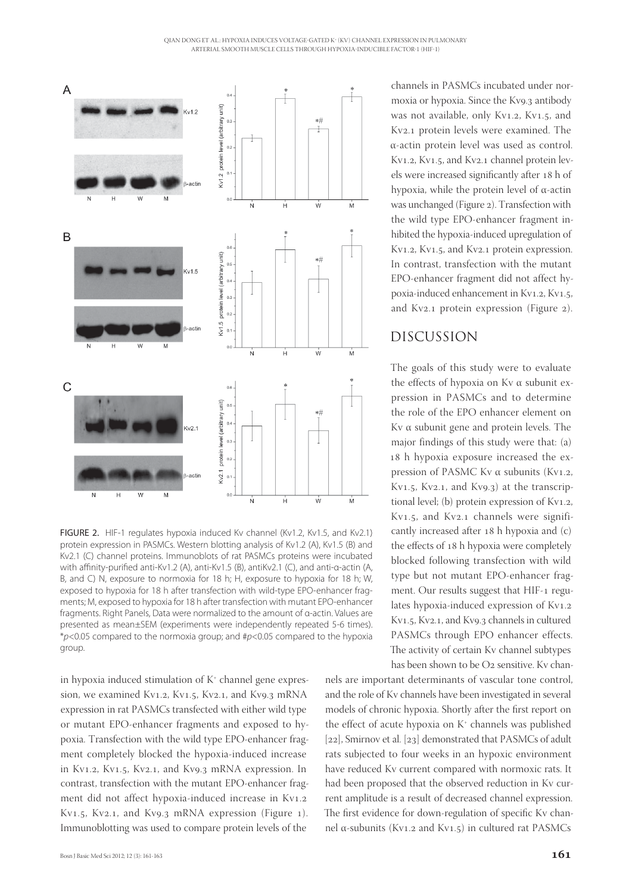FIGURE 2. HIF-1 regulates hypoxia induced Kv channel (Kv1.2, Kv1.5, and Kv2.1) protein expression in PASMCs. Western blotting analysis of Kv1.2 (A), Kv1.5 (B) and Kv2.1 (C) channel proteins. Immunoblots of rat PASMCs proteins were incubated with affinity-purified anti-Kv1.2 (A), anti-Kv1.5 (B), antiKv2.1 (C), and anti-α-actin (A, B, and C) N, exposure to normoxia for 18 h; H, exposure to hypoxia for 18 h; W, exposed to hypoxia for 18 h after transfection with wild-type EPO-enhancer fragments; M, exposed to hypoxia for 18 h after transfection with mutant EPO-enhancer fragments. Right Panels, Data were normalized to the amount of α-actin. Values are presented as mean±SEM (experiments were independently repeated 5-6 times). *$p$<0.05 compared to the normoxia group; and #$p$<0.05 compared to the hypoxia group.

in hypoxia induced stimulation of $K^+$ channel gene expression, we examined Kv1.2, Kv1.5, Kv2.1, and Kv9.3 mRNA expression in rat PASMCs transfected with either wild type or mutant EPO-enhancer fragments and exposed to hypoxia. Transfection with the wild type EPO-enhancer fragment completely blocked the hypoxia-induced increase in Kv1.2, Kv1.5, Kv2.1, and Kv9.3 mRNA expression. In contrast, transfection with the mutant EPO-enhancer fragment did not affect hypoxia-induced increase in Kv1.2 Kv1.5, Kv2.1, and Kv9.3 mRNA expression (Figure 1). Immunoblotting was used to compare protein levels of the channels in PASMCs incubated under normoxia or hypoxia. Since the Kv9.3 antibody was not available, only Kv1.2, Kv1.5, and Kv2.1 protein levels were examined. The α-actin protein level was used as control. Kv1.2, Kv1.5, and Kv2.1 channel protein levels were increased significantly after 18 h of hypoxia, while the protein level of α-actin was unchanged (Figure 2). Transfection with the wild type EPO-enhancer fragment inhibited the hypoxia-induced upregulation of Kv1.2, Kv1.5, and Kv2.1 protein expression. In contrast, transfection with the mutant EPO-enhancer fragment did not affect hypoxia-induced enhancement in Kv1.2, Kv1.5, and Kv2.1 protein expression (Figure 2).

## DISCUSSION

The goals of this study were to evaluate the effects of hypoxia on Kv α subunit expression in PASMCs and to determine the role of the EPO enhancer element on Kv α subunit gene and protein levels. The major findings of this study were that: (a) 18 h hypoxia exposure increased the expression of PASMC Kv α subunits (Kv1.2, Kv1.5, Kv2.1, and Kv9.3) at the transcriptional level; (b) protein expression of Kv1.2, Kv1.5, and Kv2.1 channels were significantly increased after 18 h hypoxia and (c) the effects of 18 h hypoxia were completely blocked following transfection with wild type but not mutant EPO-enhancer fragment. Our results suggest that HIF-1 regulates hypoxia-induced expression of Kv1.2 Kv1.5, Kv2.1, and Kv9.3 channels in cultured PASMCs through EPO enhancer effects. The activity of certain Kv channel subtypes has been shown to be $O_2$ sensitive. Kv channels are important determinants of vascular tone control, and the role of Kv channels have been investigated in several models of chronic hypoxia. Shortly after the first report on the effect of acute hypoxia on $K^+$ channels was published [22], Smirnov et al. [23] demonstrated that PASMCs of adult rats subjected to four weeks in an hypoxic environment have reduced Kv current compared with normoxic rats. It had been proposed that the observed reduction in Kv current amplitude is a result of decreased channel expression. The first evidence for down-regulation of specific Kv channel α-subunits (Kv1.2 and Kv1.5) in cultured rat PASMCs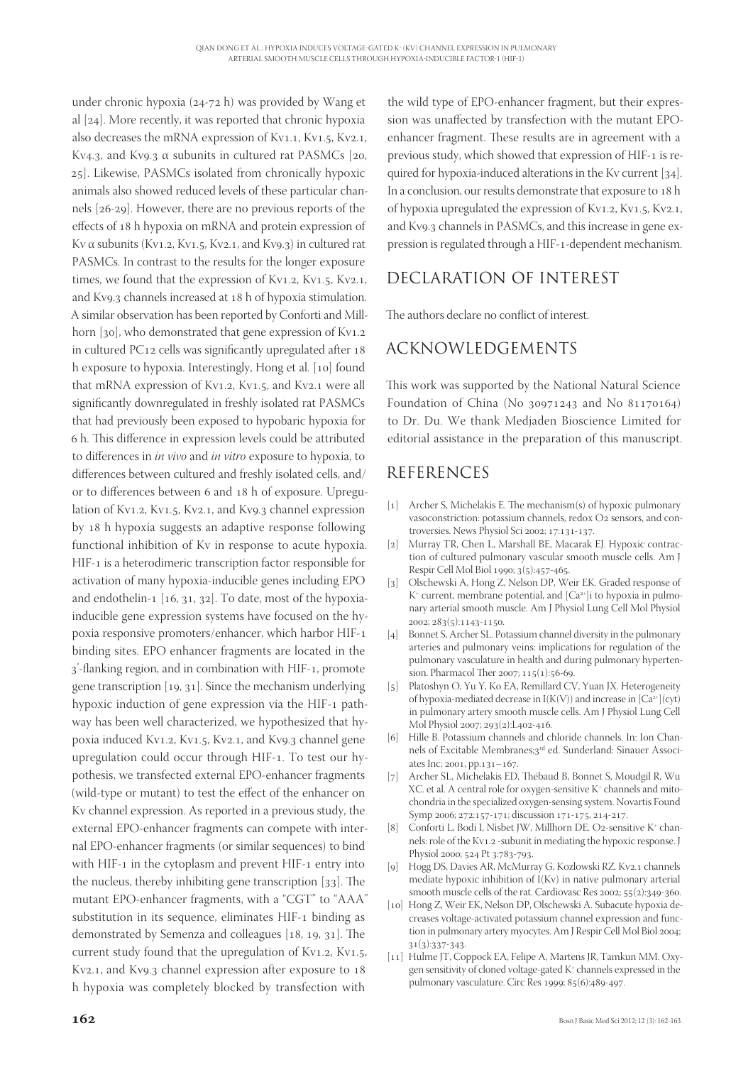under chronic hypoxia (24-72 h) was provided by Wang et al [24]. More recently, it was reported that chronic hypoxia also decreases the mRNA expression of Kv1.1, Kv1.5, Kv2.1, Kv4.3, and Kv9.3 α subunits in cultured rat PASMCs [20, 25]. Likewise, PASMCs isolated from chronically hypoxic animals also showed reduced levels of these particular channels [26-29]. However, there are no previous reports of the effects of 18 h hypoxia on mRNA and protein expression of Kv α subunits (Kv1.2, Kv1.5, Kv2.1, and Kv9.3) in cultured rat PASMCs. In contrast to the results for the longer exposure times, we found that the expression of Kv1.2, Kv1.5, Kv2.1, and Kv9.3 channels increased at 18 h of hypoxia stimulation. A similar observation has been reported by Conforti and Millhorn [30], who demonstrated that gene expression of Kv1.2 in cultured PC12 cells was significantly upregulated after 18 h exposure to hypoxia. Interestingly, Hong et al. [10] found that mRNA expression of Kv1.2, Kv1.5, and Kv2.1 were all significantly downregulated in freshly isolated rat PASMCs that had previously been exposed to hypobaric hypoxia for 6 h. This difference in expression levels could be attributed to differences in *in vivo* and *in vitro* exposure to hypoxia, to differences between cultured and freshly isolated cells, and/or to differences between 6 and 18 h of exposure. Upregulation of Kv1.2, Kv1.5, Kv2.1, and Kv9.3 channel expression by 18 h hypoxia suggests an adaptive response following functional inhibition of Kv in response to acute hypoxia. HIF-1 is a heterodimeric transcription factor responsible for activation of many hypoxia-inducible genes including EPO and endothelin-1 [16, 31, 32]. To date, most of the hypoxia-inducible gene expression systems have focused on the hypoxia responsive promoters/enhancer, which harbor HIF-1 binding sites. EPO enhancer fragments are located in the 3′-flanking region, and in combination with HIF-1, promote gene transcription [19, 31]. Since the mechanism underlying hypoxic induction of gene expression via the HIF-1 pathway has been well characterized, we hypothesized that hypoxia induced Kv1.2, Kv1.5, Kv2.1, and Kv9.3 channel gene upregulation could occur through HIF-1. To test our hypothesis, we transfected external EPO-enhancer fragments (wild-type or mutant) to test the effect of the enhancer on Kv channel expression. As reported in a previous study, the external EPO-enhancer fragments can compete with internal EPO-enhancer fragments (or similar sequences) to bind with HIF-1 in the cytoplasm and prevent HIF-1 entry into the nucleus, thereby inhibiting gene transcription [33]. The mutant EPO-enhancer fragments, with a "CGT" to "AAA" substitution in its sequence, eliminates HIF-1 binding as demonstrated by Semenza and colleagues [18, 19, 31]. The current study found that the upregulation of Kv1.2, Kv1.5, Kv2.1, and Kv9.3 channel expression after exposure to 18 h hypoxia was completely blocked by transfection with the wild type of EPO-enhancer fragment, but their expression was unaffected by transfection with the mutant EPO-enhancer fragment. These results are in agreement with a previous study, which showed that expression of HIF-1 is required for hypoxia-induced alterations in the Kv current [34]. In a conclusion, our results demonstrate that exposure to 18 h of hypoxia upregulated the expression of Kv1.2, Kv1.5, Kv2.1, and Kv9.3 channels in PASMCs, and this increase in gene expression is regulated through a HIF-1-dependent mechanism.

## DECLARATION OF INTEREST

The authors declare no conflict of interest.

## ACKNOWLEDGEMENTS

This work was supported by the National Natural Science Foundation of China (No 30971243 and No 81170164) to Dr. Du. We thank Medjaden Bioscience Limited for editorial assistance in the preparation of this manuscript.

## REFERENCES

[1] Archer S, Michelakis E. The mechanism(s) of hypoxic pulmonary vasoconstriction: potassium channels, redox O2 sensors, and controversies. News Physiol Sci 2002; 17:131-137.

[2] Murray TR, Chen L, Marshall BE, Macarak EJ. Hypoxic contraction of cultured pulmonary vascular smooth muscle cells. Am J Respir Cell Mol Biol 1990; 3(5):457-465.

[3] Olschewski A, Hong Z, Nelson DP, Weir EK. Graded response of $K^+$ current, membrane potential, and $[Ca^{2+}]$i to hypoxia in pulmonary arterial smooth muscle. Am J Physiol Lung Cell Mol Physiol 2002; 283(5):1143-1150.

[4] Bonnet S, Archer SL. Potassium channel diversity in the pulmonary arteries and pulmonary veins: implications for regulation of the pulmonary vasculature in health and during pulmonary hypertension. Pharmacol Ther 2007; 115(1):56-69.

[5] Platoshyn O, Yu Y, Ko EA, Remillard CV, Yuan JX. Heterogeneity of hypoxia-mediated decrease in I(K(V)) and increase in $[Ca^{2+}]$(cyt) in pulmonary artery smooth muscle cells. Am J Physiol Lung Cell Mol Physiol 2007; 293(2):L402-416.

[6] Hille B. Potassium channels and chloride channels. In: Ion Channels of Excitable Membranes;3rd ed. Sunderland: Sinauer Associates Inc; 2001, pp.131–167.

[7] Archer SL, Michelakis ED, Thébaud B, Bonnet S, Moudgil R, Wu XC. et al. A central role for oxygen-sensitive $K^+$ channels and mitochondria in the specialized oxygen-sensing system. Novartis Found Symp 2006; 272:157-171; discussion 171-175, 214-217.

[8] Conforti L, Bodi I, Nisbet JW, Millhorn DE. O2-sensitive $K^+$ channels: role of the Kv1.2 -subunit in mediating the hypoxic response. J Physiol 2000; 524 Pt 3:783-793.

[9] Hogg DS, Davies AR, McMurray G, Kozlowski RZ. Kv2.1 channels mediate hypoxic inhibition of I(Kv) in native pulmonary arterial smooth muscle cells of the rat. Cardiovasc Res 2002; 55(2):349-360.

[10] Hong Z, Weir EK, Nelson DP, Olschewski A. Subacute hypoxia decreases voltage-activated potassium channel expression and function in pulmonary artery myocytes. Am J Respir Cell Mol Biol 2004; 31(3):337-343.

[11] Hulme JT, Coppock EA, Felipe A, Martens JR, Tamkun MM. Oxygen sensitivity of cloned voltage-gated $K^+$ channels expressed in the pulmonary vasculature. Circ Res 1999; 85(6):489-497.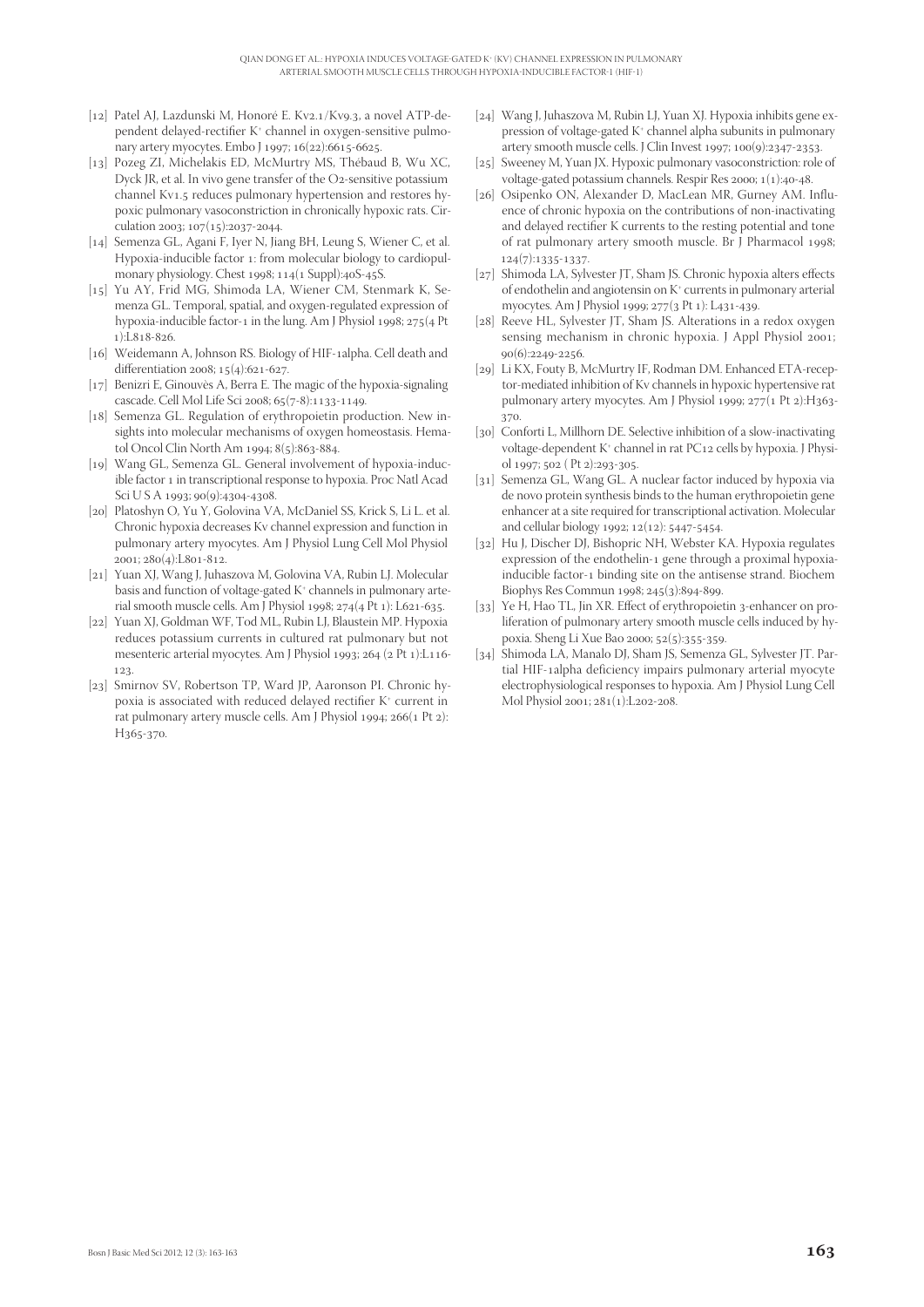[12] Patel AJ, Lazdunski M, Honoré E. Kv2.1/Kv9.3, a novel ATP-dependent delayed-rectifier K+ channel in oxygen-sensitive pulmonary artery myocytes. Embo J 1997; 16(22):6615-6625.

[13] Pozeg ZI, Michelakis ED, McMurtry MS, Thébaud B, Wu XC, Dyck JR, et al. In vivo gene transfer of the O2-sensitive potassium channel Kv1.5 reduces pulmonary hypertension and restores hypoxic pulmonary vasoconstriction in chronically hypoxic rats. Circulation 2003; 107(15):2037-2044.

[14] Semenza GL, Agani F, Iyer N, Jiang BH, Leung S, Wiener C, et al. Hypoxia-inducible factor 1: from molecular biology to cardiopulmonary physiology. Chest 1998; 114(1 Suppl):40S-45S.

[15] Yu AY, Frid MG, Shimoda LA, Wiener CM, Stenmark K, Semenza GL. Temporal, spatial, and oxygen-regulated expression of hypoxia-inducible factor-1 in the lung. Am J Physiol 1998; 275(4 Pt 1):L818-826.

[16] Weidemann A, Johnson RS. Biology of HIF-1alpha. Cell death and differentiation 2008; 15(4):621-627.

[17] Benizri E, Ginouvès A, Berra E. The magic of the hypoxia-signaling cascade. Cell Mol Life Sci 2008; 65(7-8):1133-1149.

[18] Semenza GL. Regulation of erythropoietin production. New insights into molecular mechanisms of oxygen homeostasis. Hematol Oncol Clin North Am 1994; 8(5):863-884.

[19] Wang GL, Semenza GL. General involvement of hypoxia-inducible factor 1 in transcriptional response to hypoxia. Proc Natl Acad Sci U S A 1993; 90(9):4304-4308.

[20] Platoshyn O, Yu Y, Golovina VA, McDaniel SS, Krick S, Li L. et al. Chronic hypoxia decreases Kv channel expression and function in pulmonary artery myocytes. Am J Physiol Lung Cell Mol Physiol 2001; 280(4):L801-812.

[21] Yuan XJ, Wang J, Juhaszova M, Golovina VA, Rubin LJ. Molecular basis and function of voltage-gated K+ channels in pulmonary arterial smooth muscle cells. Am J Physiol 1998; 274(4 Pt 1): L621-635.

[22] Yuan XJ, Goldman WF, Tod ML, Rubin LJ, Blaustein MP. Hypoxia reduces potassium currents in cultured rat pulmonary but not mesenteric arterial myocytes. Am J Physiol 1993; 264 (2 Pt 1):L116-123.

[23] Smirnov SV, Robertson TP, Ward JP, Aaronson PI. Chronic hypoxia is associated with reduced delayed rectifier K+ current in rat pulmonary artery muscle cells. Am J Physiol 1994; 266(1 Pt 2): H365-370.

[24] Wang J, Juhaszova M, Rubin LJ, Yuan XJ. Hypoxia inhibits gene expression of voltage-gated K+ channel alpha subunits in pulmonary artery smooth muscle cells. J Clin Invest 1997; 100(9):2347-2353.

[25] Sweeney M, Yuan JX. Hypoxic pulmonary vasoconstriction: role of voltage-gated potassium channels. Respir Res 2000; 1(1):40-48.

[26] Osipenko ON, Alexander D, MacLean MR, Gurney AM. Influence of chronic hypoxia on the contributions of non-inactivating and delayed rectifier K currents to the resting potential and tone of rat pulmonary artery smooth muscle. Br J Pharmacol 1998; 124(7):1335-1337.

[27] Shimoda LA, Sylvester JT, Sham JS. Chronic hypoxia alters effects of endothelin and angiotensin on K+ currents in pulmonary arterial myocytes. Am J Physiol 1999; 277(3 Pt 1): L431-439.

[28] Reeve HL, Sylvester JT, Sham JS. Alterations in a redox oxygen sensing mechanism in chronic hypoxia. J Appl Physiol 2001; 90(6):2249-2256.

[29] Li KX, Fouty B, McMurtry IF, Rodman DM. Enhanced ETA-receptor-mediated inhibition of Kv channels in hypoxic hypertensive rat pulmonary artery myocytes. Am J Physiol 1999; 277(1 Pt 2):H363-370.

[30] Conforti L, Millhorn DE. Selective inhibition of a slow-inactivating voltage-dependent K+ channel in rat PC12 cells by hypoxia. J Physiol 1997; 502 ( Pt 2):293-305.

[31] Semenza GL, Wang GL. A nuclear factor induced by hypoxia via de novo protein synthesis binds to the human erythropoietin gene enhancer at a site required for transcriptional activation. Molecular and cellular biology 1992; 12(12): 5447-5454.

[32] Hu J, Discher DJ, Bishopric NH, Webster KA. Hypoxia regulates expression of the endothelin-1 gene through a proximal hypoxia-inducible factor-1 binding site on the antisense strand. Biochem Biophys Res Commun 1998; 245(3):894-899.

[33] Ye H, Hao TL, Jin XR. Effect of erythropoietin 3-enhancer on proliferation of pulmonary artery smooth muscle cells induced by hypoxia. Sheng Li Xue Bao 2000; 52(5):355-359.

[34] Shimoda LA, Manalo DJ, Sham JS, Semenza GL, Sylvester JT. Partial HIF-1alpha deficiency impairs pulmonary arterial myocyte electrophysiological responses to hypoxia. Am J Physiol Lung Cell Mol Physiol 2001; 281(1):L202-208.